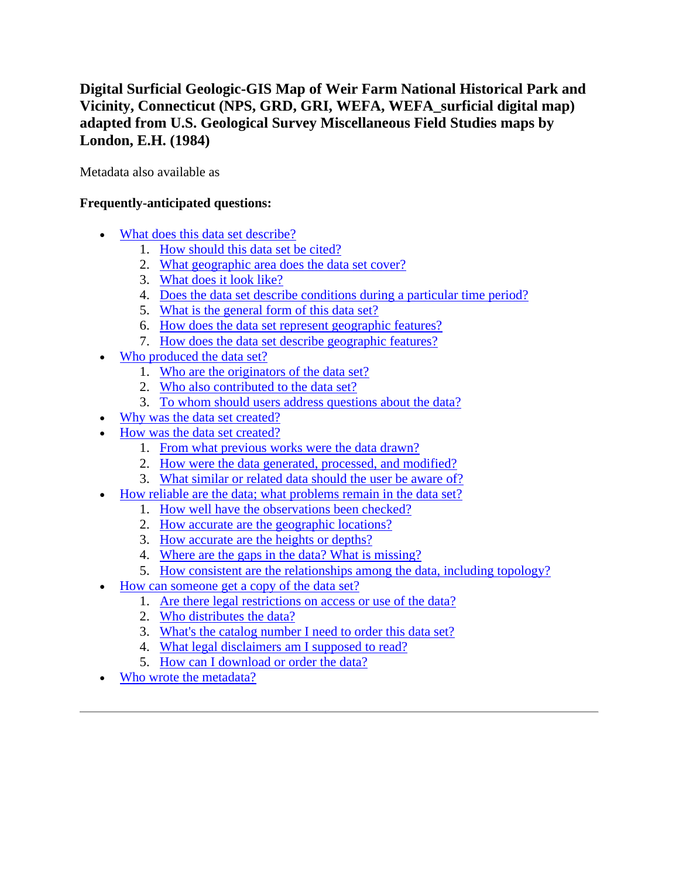# Digital Surficial Geologic-GIS Map of Weir Farm National Historical Park and Vicinity, Connecticut (NPS, GRD, GRI, WEFA, WEFA_surficial digital map) adapted from U.S. Geological Survey Miscellaneous Field Studies maps by London, E.H. (1984)

Metadata also available as

**Frequently-anticipated questions:**

- What does this data set describe?
  1. How should this data set be cited?
  2. What geographic area does the data set cover?
  3. What does it look like?
  4. Does the data set describe conditions during a particular time period?
  5. What is the general form of this data set?
  6. How does the data set represent geographic features?
  7. How does the data set describe geographic features?
- Who produced the data set?
  1. Who are the originators of the data set?
  2. Who also contributed to the data set?
  3. To whom should users address questions about the data?
- Why was the data set created?
- How was the data set created?
  1. From what previous works were the data drawn?
  2. How were the data generated, processed, and modified?
  3. What similar or related data should the user be aware of?
- How reliable are the data; what problems remain in the data set?
  1. How well have the observations been checked?
  2. How accurate are the geographic locations?
  3. How accurate are the heights or depths?
  4. Where are the gaps in the data? What is missing?
  5. How consistent are the relationships among the data, including topology?
- How can someone get a copy of the data set?
  1. Are there legal restrictions on access or use of the data?
  2. Who distributes the data?
  3. What's the catalog number I need to order this data set?
  4. What legal disclaimers am I supposed to read?
  5. How can I download or order the data?
- Who wrote the metadata?

---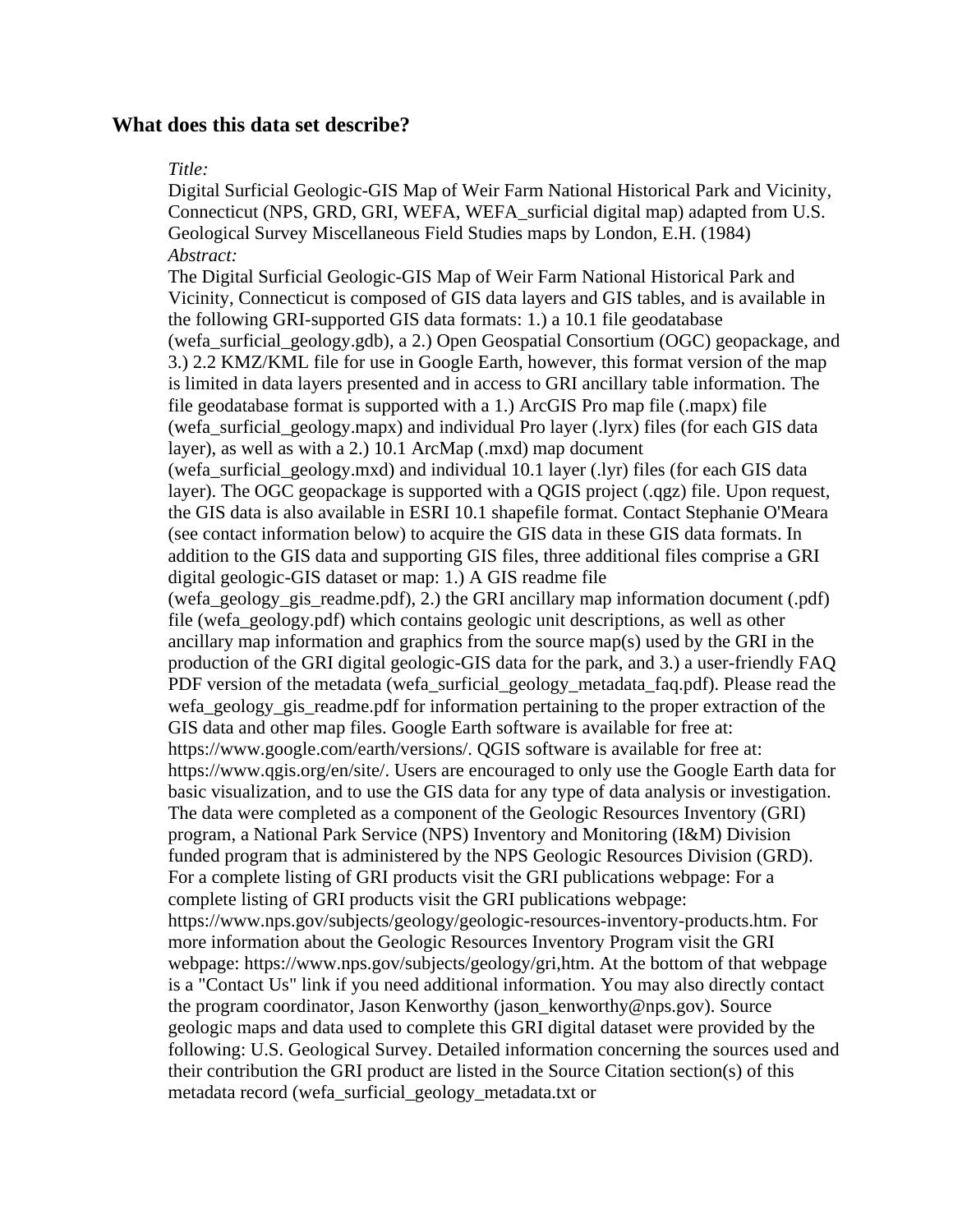## What does this data set describe?

*Title:*

Digital Surficial Geologic-GIS Map of Weir Farm National Historical Park and Vicinity, Connecticut (NPS, GRD, GRI, WEFA, WEFA_surficial digital map) adapted from U.S. Geological Survey Miscellaneous Field Studies maps by London, E.H. (1984)

*Abstract:*

The Digital Surficial Geologic-GIS Map of Weir Farm National Historical Park and Vicinity, Connecticut is composed of GIS data layers and GIS tables, and is available in the following GRI-supported GIS data formats: 1.) a 10.1 file geodatabase (wefa_surficial_geology.gdb), a 2.) Open Geospatial Consortium (OGC) geopackage, and 3.) 2.2 KMZ/KML file for use in Google Earth, however, this format version of the map is limited in data layers presented and in access to GRI ancillary table information. The file geodatabase format is supported with a 1.) ArcGIS Pro map file (.mapx) file (wefa_surficial_geology.mapx) and individual Pro layer (.lyrx) files (for each GIS data layer), as well as with a 2.) 10.1 ArcMap (.mxd) map document (wefa_surficial_geology.mxd) and individual 10.1 layer (.lyr) files (for each GIS data layer). The OGC geopackage is supported with a QGIS project (.qgz) file. Upon request, the GIS data is also available in ESRI 10.1 shapefile format. Contact Stephanie O'Meara (see contact information below) to acquire the GIS data in these GIS data formats. In addition to the GIS data and supporting GIS files, three additional files comprise a GRI digital geologic-GIS dataset or map: 1.) A GIS readme file (wefa_geology_gis_readme.pdf), 2.) the GRI ancillary map information document (.pdf) file (wefa_geology.pdf) which contains geologic unit descriptions, as well as other ancillary map information and graphics from the source map(s) used by the GRI in the production of the GRI digital geologic-GIS data for the park, and 3.) a user-friendly FAQ PDF version of the metadata (wefa_surficial_geology_metadata_faq.pdf). Please read the wefa_geology_gis_readme.pdf for information pertaining to the proper extraction of the GIS data and other map files. Google Earth software is available for free at: https://www.google.com/earth/versions/. QGIS software is available for free at: https://www.qgis.org/en/site/. Users are encouraged to only use the Google Earth data for basic visualization, and to use the GIS data for any type of data analysis or investigation. The data were completed as a component of the Geologic Resources Inventory (GRI) program, a National Park Service (NPS) Inventory and Monitoring (I&M) Division funded program that is administered by the NPS Geologic Resources Division (GRD). For a complete listing of GRI products visit the GRI publications webpage: For a complete listing of GRI products visit the GRI publications webpage: https://www.nps.gov/subjects/geology/geologic-resources-inventory-products.htm. For more information about the Geologic Resources Inventory Program visit the GRI webpage: https://www.nps.gov/subjects/geology/gri,htm. At the bottom of that webpage is a "Contact Us" link if you need additional information. You may also directly contact the program coordinator, Jason Kenworthy (jason_kenworthy@nps.gov). Source geologic maps and data used to complete this GRI digital dataset were provided by the following: U.S. Geological Survey. Detailed information concerning the sources used and their contribution the GRI product are listed in the Source Citation section(s) of this metadata record (wefa_surficial_geology_metadata.txt or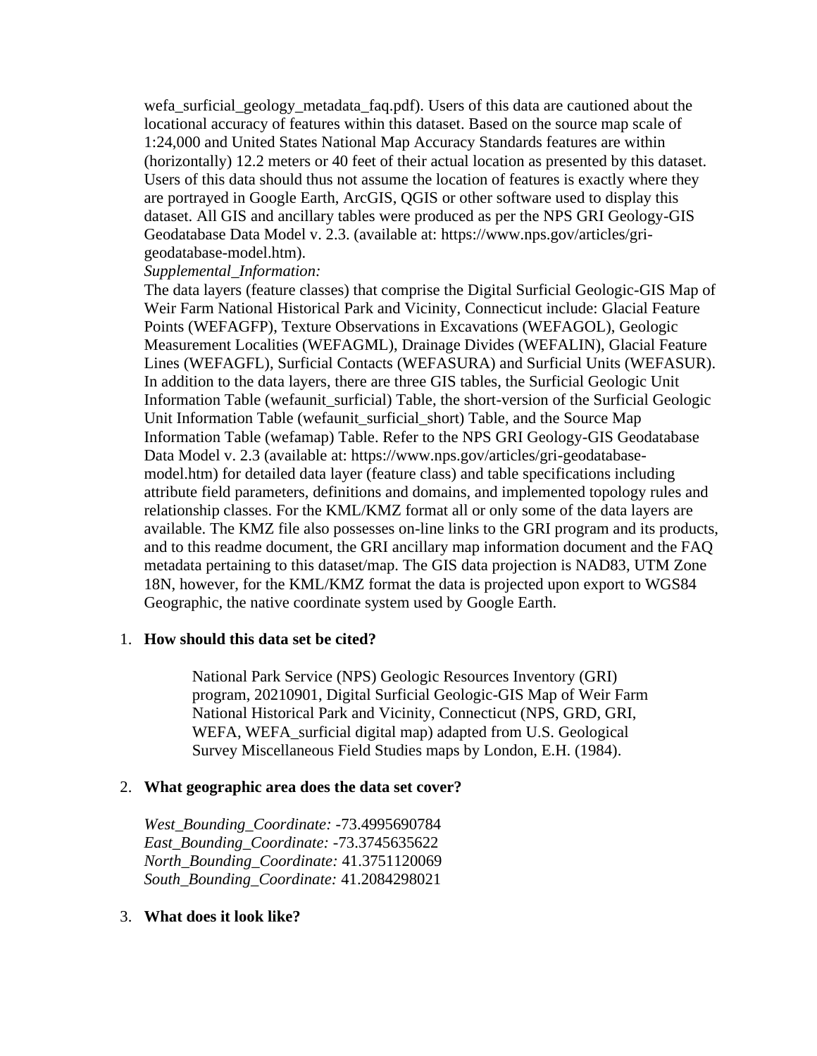wefa_surficial_geology_metadata_faq.pdf). Users of this data are cautioned about the locational accuracy of features within this dataset. Based on the source map scale of 1:24,000 and United States National Map Accuracy Standards features are within (horizontally) 12.2 meters or 40 feet of their actual location as presented by this dataset. Users of this data should thus not assume the location of features is exactly where they are portrayed in Google Earth, ArcGIS, QGIS or other software used to display this dataset. All GIS and ancillary tables were produced as per the NPS GRI Geology-GIS Geodatabase Data Model v. 2.3. (available at: https://www.nps.gov/articles/gri-geodatabase-model.htm).

*Supplemental_Information:*

The data layers (feature classes) that comprise the Digital Surficial Geologic-GIS Map of Weir Farm National Historical Park and Vicinity, Connecticut include: Glacial Feature Points (WEFAGFP), Texture Observations in Excavations (WEFAGOL), Geologic Measurement Localities (WEFAGML), Drainage Divides (WEFALIN), Glacial Feature Lines (WEFAGFL), Surficial Contacts (WEFASURA) and Surficial Units (WEFASUR). In addition to the data layers, there are three GIS tables, the Surficial Geologic Unit Information Table (wefaunit_surficial) Table, the short-version of the Surficial Geologic Unit Information Table (wefaunit_surficial_short) Table, and the Source Map Information Table (wefamap) Table. Refer to the NPS GRI Geology-GIS Geodatabase Data Model v. 2.3 (available at: https://www.nps.gov/articles/gri-geodatabase-model.htm) for detailed data layer (feature class) and table specifications including attribute field parameters, definitions and domains, and implemented topology rules and relationship classes. For the KML/KMZ format all or only some of the data layers are available. The KMZ file also possesses on-line links to the GRI program and its products, and to this readme document, the GRI ancillary map information document and the FAQ metadata pertaining to this dataset/map. The GIS data projection is NAD83, UTM Zone 18N, however, for the KML/KMZ format the data is projected upon export to WGS84 Geographic, the native coordinate system used by Google Earth.

1. **How should this data set be cited?**

   National Park Service (NPS) Geologic Resources Inventory (GRI) program, 20210901, Digital Surficial Geologic-GIS Map of Weir Farm National Historical Park and Vicinity, Connecticut (NPS, GRD, GRI, WEFA, WEFA_surficial digital map) adapted from U.S. Geological Survey Miscellaneous Field Studies maps by London, E.H. (1984).

2. **What geographic area does the data set cover?**

   *West_Bounding_Coordinate:* -73.4995690784
   *East_Bounding_Coordinate:* -73.3745635622
   *North_Bounding_Coordinate:* 41.3751120069
   *South_Bounding_Coordinate:* 41.2084298021

3. **What does it look like?**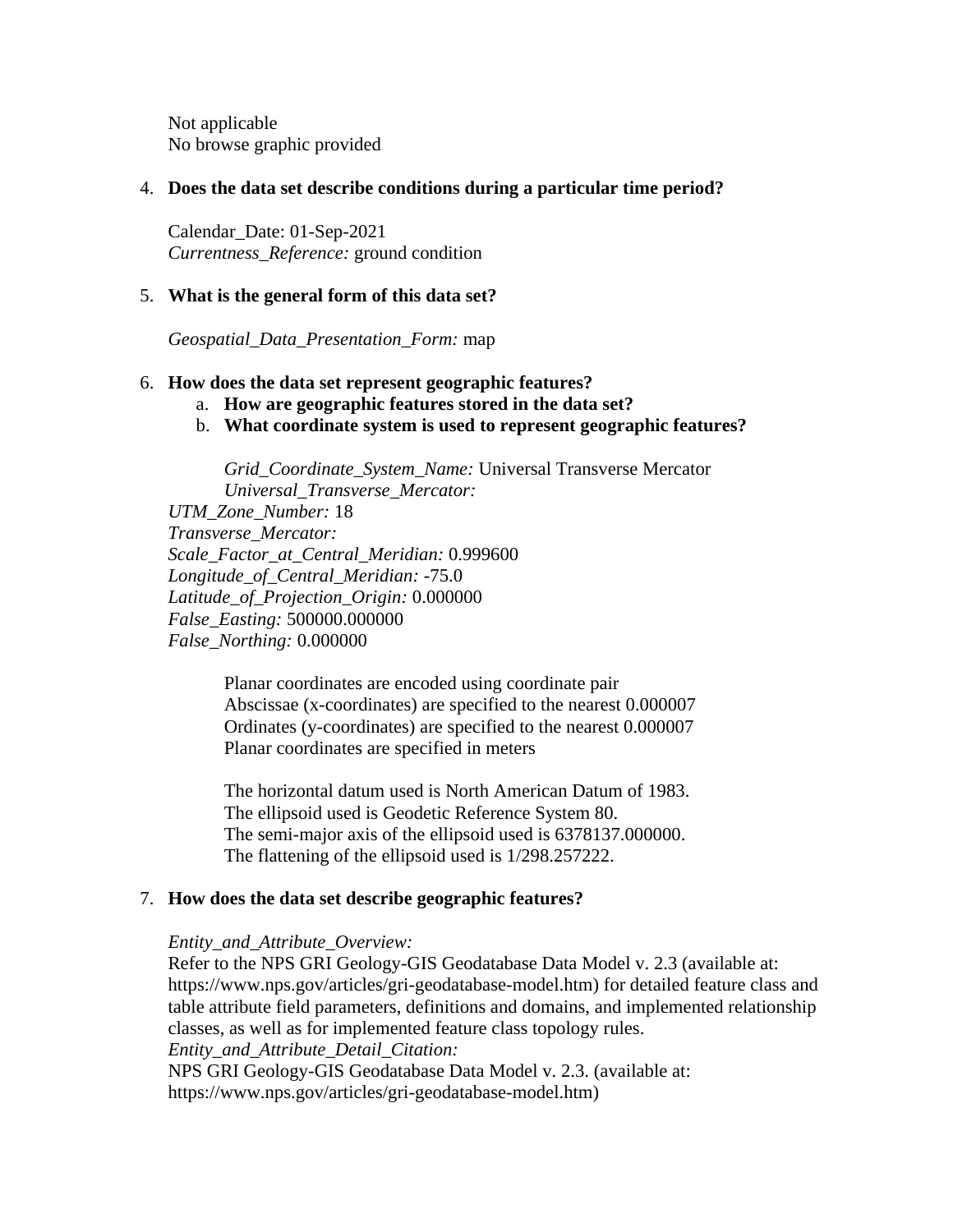Not applicable
No browse graphic provided

4. **Does the data set describe conditions during a particular time period?**

   Calendar_Date: 01-Sep-2021
   *Currentness_Reference:* ground condition

5. **What is the general form of this data set?**

   *Geospatial_Data_Presentation_Form:* map

6. **How does the data set represent geographic features?**
   a. **How are geographic features stored in the data set?**
   b. **What coordinate system is used to represent geographic features?**

      *Grid_Coordinate_System_Name:* Universal Transverse Mercator
      *Universal_Transverse_Mercator:*
   *UTM_Zone_Number:* 18
   *Transverse_Mercator:*
   *Scale_Factor_at_Central_Meridian:* 0.999600
   *Longitude_of_Central_Meridian:* -75.0
   *Latitude_of_Projection_Origin:* 0.000000
   *False_Easting:* 500000.000000
   *False_Northing:* 0.000000

      Planar coordinates are encoded using coordinate pair
      Abscissae (x-coordinates) are specified to the nearest 0.000007
      Ordinates (y-coordinates) are specified to the nearest 0.000007
      Planar coordinates are specified in meters

      The horizontal datum used is North American Datum of 1983.
      The ellipsoid used is Geodetic Reference System 80.
      The semi-major axis of the ellipsoid used is 6378137.000000.
      The flattening of the ellipsoid used is 1/298.257222.

7. **How does the data set describe geographic features?**

   *Entity_and_Attribute_Overview:*
   Refer to the NPS GRI Geology-GIS Geodatabase Data Model v. 2.3 (available at: https://www.nps.gov/articles/gri-geodatabase-model.htm) for detailed feature class and table attribute field parameters, definitions and domains, and implemented relationship classes, as well as for implemented feature class topology rules.
   *Entity_and_Attribute_Detail_Citation:*
   NPS GRI Geology-GIS Geodatabase Data Model v. 2.3. (available at: https://www.nps.gov/articles/gri-geodatabase-model.htm)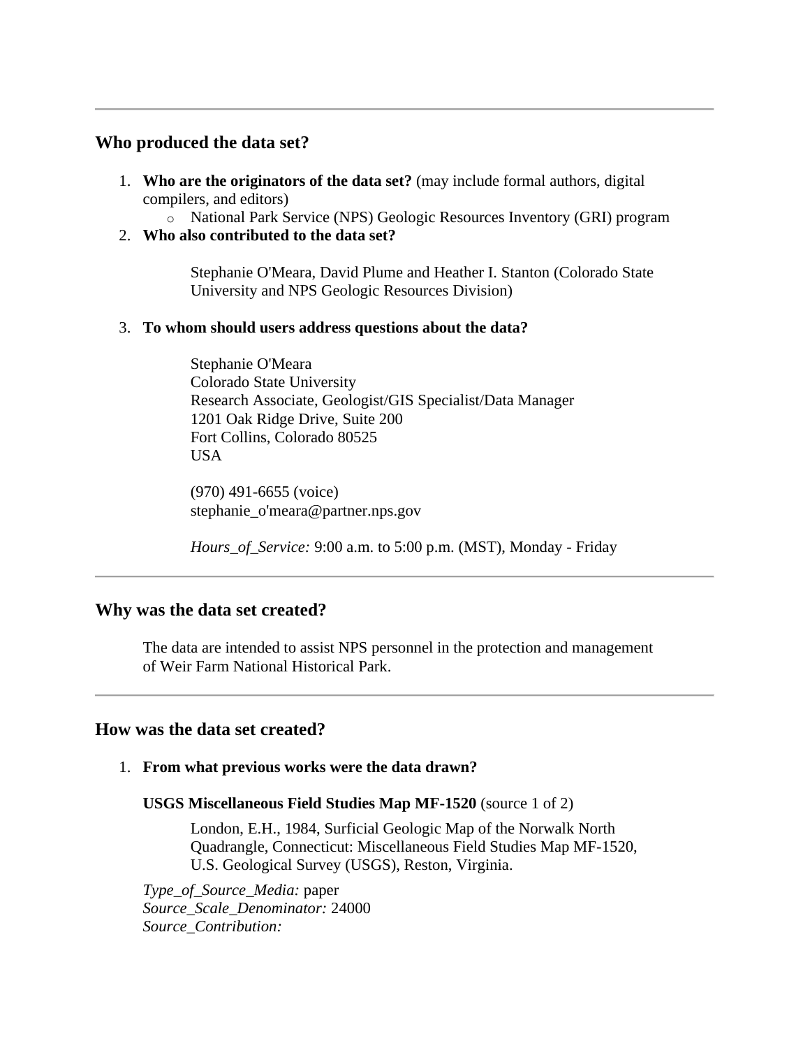---

## Who produced the data set?

1. **Who are the originators of the data set?** (may include formal authors, digital compilers, and editors)
   - National Park Service (NPS) Geologic Resources Inventory (GRI) program
2. **Who also contributed to the data set?**

   Stephanie O'Meara, David Plume and Heather I. Stanton (Colorado State University and NPS Geologic Resources Division)

3. **To whom should users address questions about the data?**

   Stephanie O'Meara
   Colorado State University
   Research Associate, Geologist/GIS Specialist/Data Manager
   1201 Oak Ridge Drive, Suite 200
   Fort Collins, Colorado 80525
   USA

   (970) 491-6655 (voice)
   stephanie_o'meara@partner.nps.gov

   *Hours_of_Service:* 9:00 a.m. to 5:00 p.m. (MST), Monday - Friday

---

## Why was the data set created?

The data are intended to assist NPS personnel in the protection and management of Weir Farm National Historical Park.

---

## How was the data set created?

1. **From what previous works were the data drawn?**

   **USGS Miscellaneous Field Studies Map MF-1520** (source 1 of 2)

   London, E.H., 1984, Surficial Geologic Map of the Norwalk North Quadrangle, Connecticut: Miscellaneous Field Studies Map MF-1520, U.S. Geological Survey (USGS), Reston, Virginia.

   *Type_of_Source_Media:* paper
   *Source_Scale_Denominator:* 24000
   *Source_Contribution:*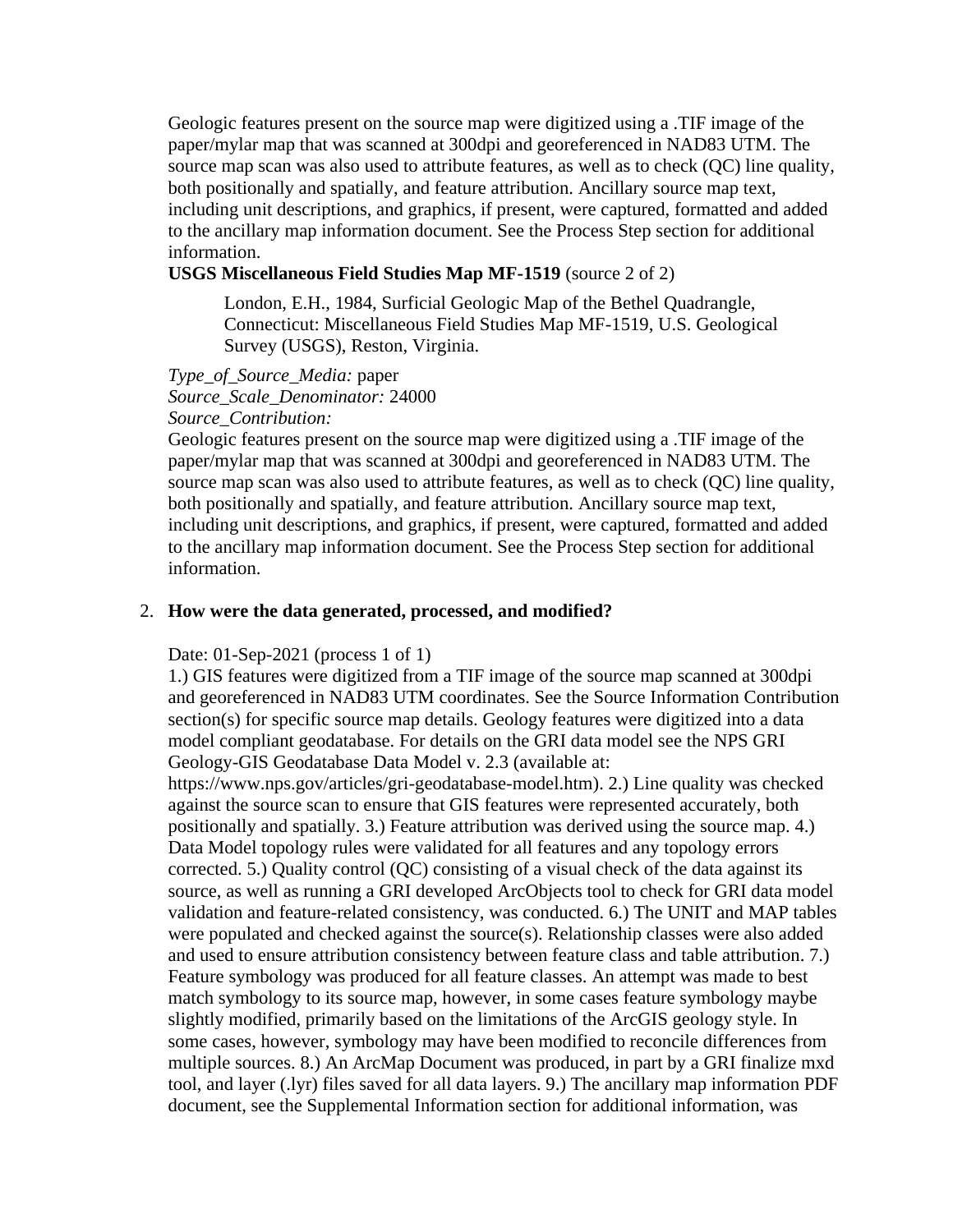Geologic features present on the source map were digitized using a .TIF image of the paper/mylar map that was scanned at 300dpi and georeferenced in NAD83 UTM. The source map scan was also used to attribute features, as well as to check (QC) line quality, both positionally and spatially, and feature attribution. Ancillary source map text, including unit descriptions, and graphics, if present, were captured, formatted and added to the ancillary map information document. See the Process Step section for additional information.

**USGS Miscellaneous Field Studies Map MF-1519** (source 2 of 2)

> London, E.H., 1984, Surficial Geologic Map of the Bethel Quadrangle, Connecticut: Miscellaneous Field Studies Map MF-1519, U.S. Geological Survey (USGS), Reston, Virginia.

*Type_of_Source_Media:* paper
*Source_Scale_Denominator:* 24000
*Source_Contribution:*
Geologic features present on the source map were digitized using a .TIF image of the paper/mylar map that was scanned at 300dpi and georeferenced in NAD83 UTM. The source map scan was also used to attribute features, as well as to check (QC) line quality, both positionally and spatially, and feature attribution. Ancillary source map text, including unit descriptions, and graphics, if present, were captured, formatted and added to the ancillary map information document. See the Process Step section for additional information.

2. **How were the data generated, processed, and modified?**

Date: 01-Sep-2021 (process 1 of 1)
1.) GIS features were digitized from a TIF image of the source map scanned at 300dpi and georeferenced in NAD83 UTM coordinates. See the Source Information Contribution section(s) for specific source map details. Geology features were digitized into a data model compliant geodatabase. For details on the GRI data model see the NPS GRI Geology-GIS Geodatabase Data Model v. 2.3 (available at: https://www.nps.gov/articles/gri-geodatabase-model.htm). 2.) Line quality was checked against the source scan to ensure that GIS features were represented accurately, both positionally and spatially. 3.) Feature attribution was derived using the source map. 4.) Data Model topology rules were validated for all features and any topology errors corrected. 5.) Quality control (QC) consisting of a visual check of the data against its source, as well as running a GRI developed ArcObjects tool to check for GRI data model validation and feature-related consistency, was conducted. 6.) The UNIT and MAP tables were populated and checked against the source(s). Relationship classes were also added and used to ensure attribution consistency between feature class and table attribution. 7.) Feature symbology was produced for all feature classes. An attempt was made to best match symbology to its source map, however, in some cases feature symbology maybe slightly modified, primarily based on the limitations of the ArcGIS geology style. In some cases, however, symbology may have been modified to reconcile differences from multiple sources. 8.) An ArcMap Document was produced, in part by a GRI finalize mxd tool, and layer (.lyr) files saved for all data layers. 9.) The ancillary map information PDF document, see the Supplemental Information section for additional information, was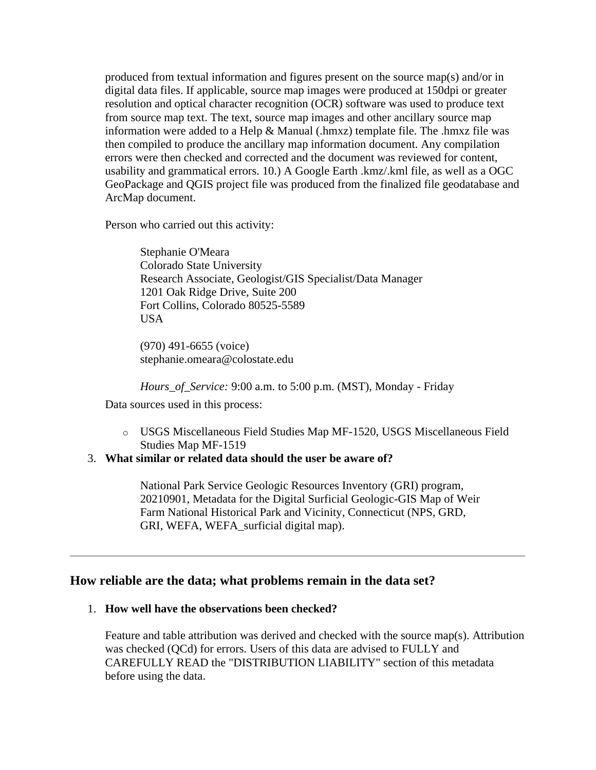produced from textual information and figures present on the source map(s) and/or in digital data files. If applicable, source map images were produced at 150dpi or greater resolution and optical character recognition (OCR) software was used to produce text from source map text. The text, source map images and other ancillary source map information were added to a Help & Manual (.hmxz) template file. The .hmxz file was then compiled to produce the ancillary map information document. Any compilation errors were then checked and corrected and the document was reviewed for content, usability and grammatical errors. 10.) A Google Earth .kmz/.kml file, as well as a OGC GeoPackage and QGIS project file was produced from the finalized file geodatabase and ArcMap document.

Person who carried out this activity:

> Stephanie O'Meara
> Colorado State University
> Research Associate, Geologist/GIS Specialist/Data Manager
> 1201 Oak Ridge Drive, Suite 200
> Fort Collins, Colorado 80525-5589
> USA
>
> (970) 491-6655 (voice)
> stephanie.omeara@colostate.edu
>
> *Hours_of_Service:* 9:00 a.m. to 5:00 p.m. (MST), Monday - Friday

Data sources used in this process:

- USGS Miscellaneous Field Studies Map MF-1520, USGS Miscellaneous Field Studies Map MF-1519

3. **What similar or related data should the user be aware of?**

> National Park Service Geologic Resources Inventory (GRI) program, 20210901, Metadata for the Digital Surficial Geologic-GIS Map of Weir Farm National Historical Park and Vicinity, Connecticut (NPS, GRD, GRI, WEFA, WEFA_surficial digital map).

---

## How reliable are the data; what problems remain in the data set?

1. **How well have the observations been checked?**

Feature and table attribution was derived and checked with the source map(s). Attribution was checked (QCd) for errors. Users of this data are advised to FULLY and CAREFULLY READ the "DISTRIBUTION LIABILITY" section of this metadata before using the data.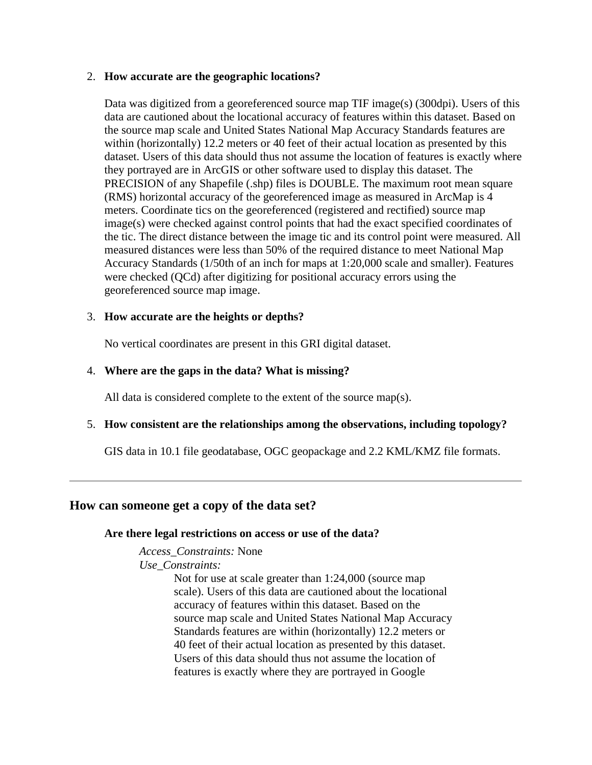2. **How accurate are the geographic locations?**

   Data was digitized from a georeferenced source map TIF image(s) (300dpi). Users of this data are cautioned about the locational accuracy of features within this dataset. Based on the source map scale and United States National Map Accuracy Standards features are within (horizontally) 12.2 meters or 40 feet of their actual location as presented by this dataset. Users of this data should thus not assume the location of features is exactly where they portrayed are in ArcGIS or other software used to display this dataset. The PRECISION of any Shapefile (.shp) files is DOUBLE. The maximum root mean square (RMS) horizontal accuracy of the georeferenced image as measured in ArcMap is 4 meters. Coordinate tics on the georeferenced (registered and rectified) source map image(s) were checked against control points that had the exact specified coordinates of the tic. The direct distance between the image tic and its control point were measured. All measured distances were less than 50% of the required distance to meet National Map Accuracy Standards (1/50th of an inch for maps at 1:20,000 scale and smaller). Features were checked (QCd) after digitizing for positional accuracy errors using the georeferenced source map image.

3. **How accurate are the heights or depths?**

   No vertical coordinates are present in this GRI digital dataset.

4. **Where are the gaps in the data? What is missing?**

   All data is considered complete to the extent of the source map(s).

5. **How consistent are the relationships among the observations, including topology?**

   GIS data in 10.1 file geodatabase, OGC geopackage and 2.2 KML/KMZ file formats.

---

## How can someone get a copy of the data set?

**Are there legal restrictions on access or use of the data?**

> *Access_Constraints:* None
> *Use_Constraints:*
>
> Not for use at scale greater than 1:24,000 (source map scale). Users of this data are cautioned about the locational accuracy of features within this dataset. Based on the source map scale and United States National Map Accuracy Standards features are within (horizontally) 12.2 meters or 40 feet of their actual location as presented by this dataset. Users of this data should thus not assume the location of features is exactly where they are portrayed in Google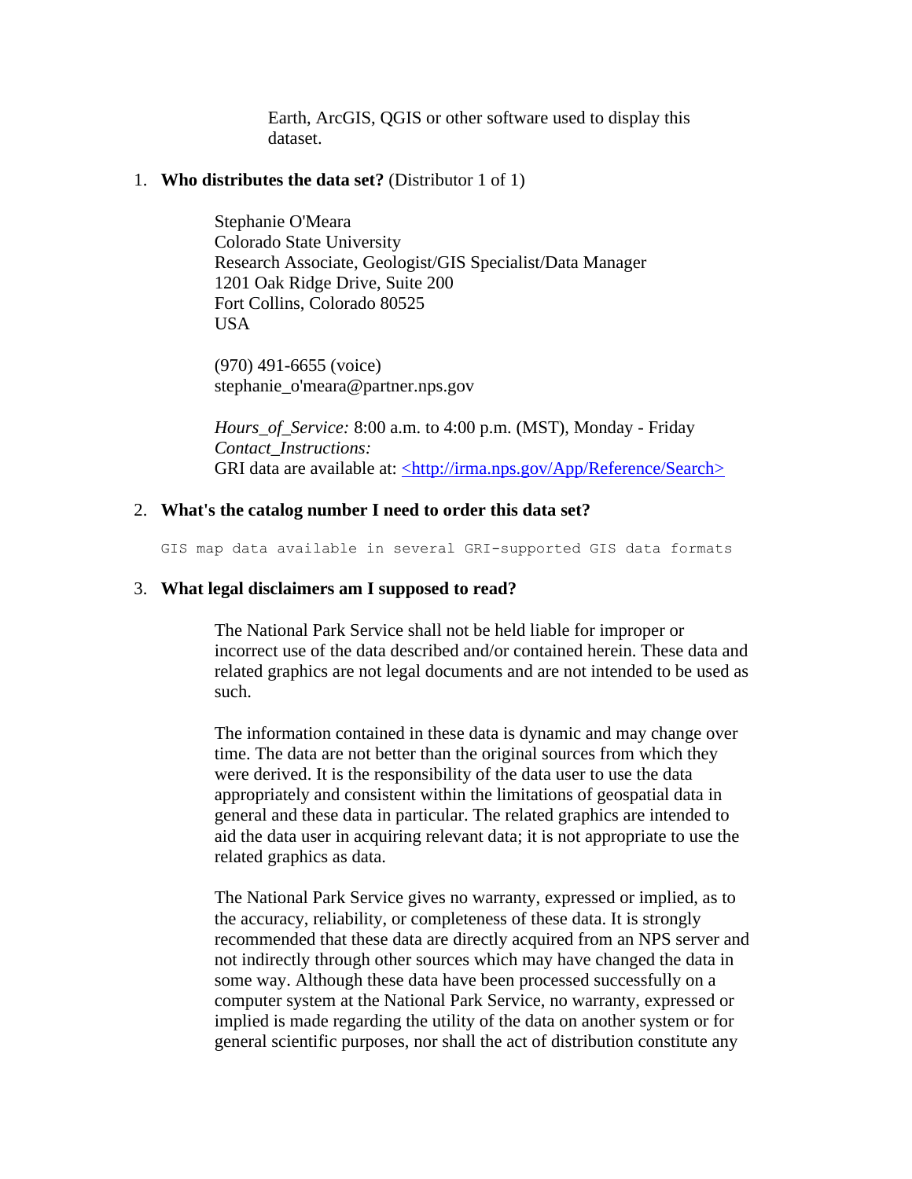Earth, ArcGIS, QGIS or other software used to display this dataset.

1. **Who distributes the data set?** (Distributor 1 of 1)

   Stephanie O'Meara
   Colorado State University
   Research Associate, Geologist/GIS Specialist/Data Manager
   1201 Oak Ridge Drive, Suite 200
   Fort Collins, Colorado 80525
   USA

   (970) 491-6655 (voice)
   stephanie_o'meara@partner.nps.gov

   *Hours_of_Service:* 8:00 a.m. to 4:00 p.m. (MST), Monday - Friday
   *Contact_Instructions:*
   GRI data are available at: <http://irma.nps.gov/App/Reference/Search>

2. **What's the catalog number I need to order this data set?**

   ```
   GIS map data available in several GRI-supported GIS data formats
   ```

3. **What legal disclaimers am I supposed to read?**

   The National Park Service shall not be held liable for improper or incorrect use of the data described and/or contained herein. These data and related graphics are not legal documents and are not intended to be used as such.

   The information contained in these data is dynamic and may change over time. The data are not better than the original sources from which they were derived. It is the responsibility of the data user to use the data appropriately and consistent within the limitations of geospatial data in general and these data in particular. The related graphics are intended to aid the data user in acquiring relevant data; it is not appropriate to use the related graphics as data.

   The National Park Service gives no warranty, expressed or implied, as to the accuracy, reliability, or completeness of these data. It is strongly recommended that these data are directly acquired from an NPS server and not indirectly through other sources which may have changed the data in some way. Although these data have been processed successfully on a computer system at the National Park Service, no warranty, expressed or implied is made regarding the utility of the data on another system or for general scientific purposes, nor shall the act of distribution constitute any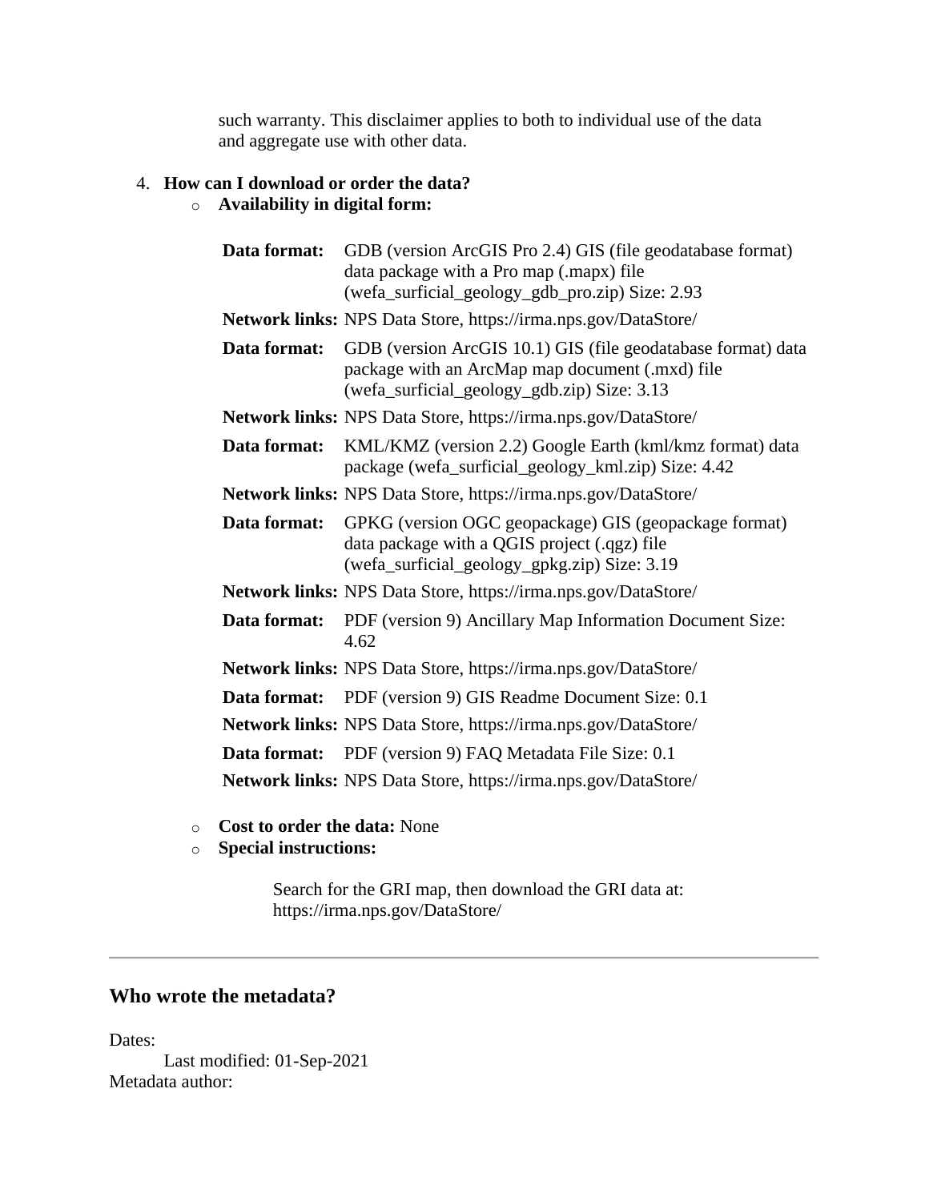such warranty. This disclaimer applies to both to individual use of the data and aggregate use with other data.

4. **How can I download or order the data?**
   - **Availability in digital form:**

| | |
|---|---|
| **Data format:** | GDB (version ArcGIS Pro 2.4) GIS (file geodatabase format) data package with a Pro map (.mapx) file (wefa_surficial_geology_gdb_pro.zip) Size: 2.93 |
| **Network links:** | NPS Data Store, https://irma.nps.gov/DataStore/ |
| **Data format:** | GDB (version ArcGIS 10.1) GIS (file geodatabase format) data package with an ArcMap map document (.mxd) file (wefa_surficial_geology_gdb.zip) Size: 3.13 |
| **Network links:** | NPS Data Store, https://irma.nps.gov/DataStore/ |
| **Data format:** | KML/KMZ (version 2.2) Google Earth (kml/kmz format) data package (wefa_surficial_geology_kml.zip) Size: 4.42 |
| **Network links:** | NPS Data Store, https://irma.nps.gov/DataStore/ |
| **Data format:** | GPKG (version OGC geopackage) GIS (geopackage format) data package with a QGIS project (.qgz) file (wefa_surficial_geology_gpkg.zip) Size: 3.19 |
| **Network links:** | NPS Data Store, https://irma.nps.gov/DataStore/ |
| **Data format:** | PDF (version 9) Ancillary Map Information Document Size: 4.62 |
| **Network links:** | NPS Data Store, https://irma.nps.gov/DataStore/ |
| **Data format:** | PDF (version 9) GIS Readme Document Size: 0.1 |
| **Network links:** | NPS Data Store, https://irma.nps.gov/DataStore/ |
| **Data format:** | PDF (version 9) FAQ Metadata File Size: 0.1 |
| **Network links:** | NPS Data Store, https://irma.nps.gov/DataStore/ |

   - **Cost to order the data:** None
   - **Special instructions:**

     Search for the GRI map, then download the GRI data at: https://irma.nps.gov/DataStore/

---

## Who wrote the metadata?

Dates:
Last modified: 01-Sep-2021
Metadata author: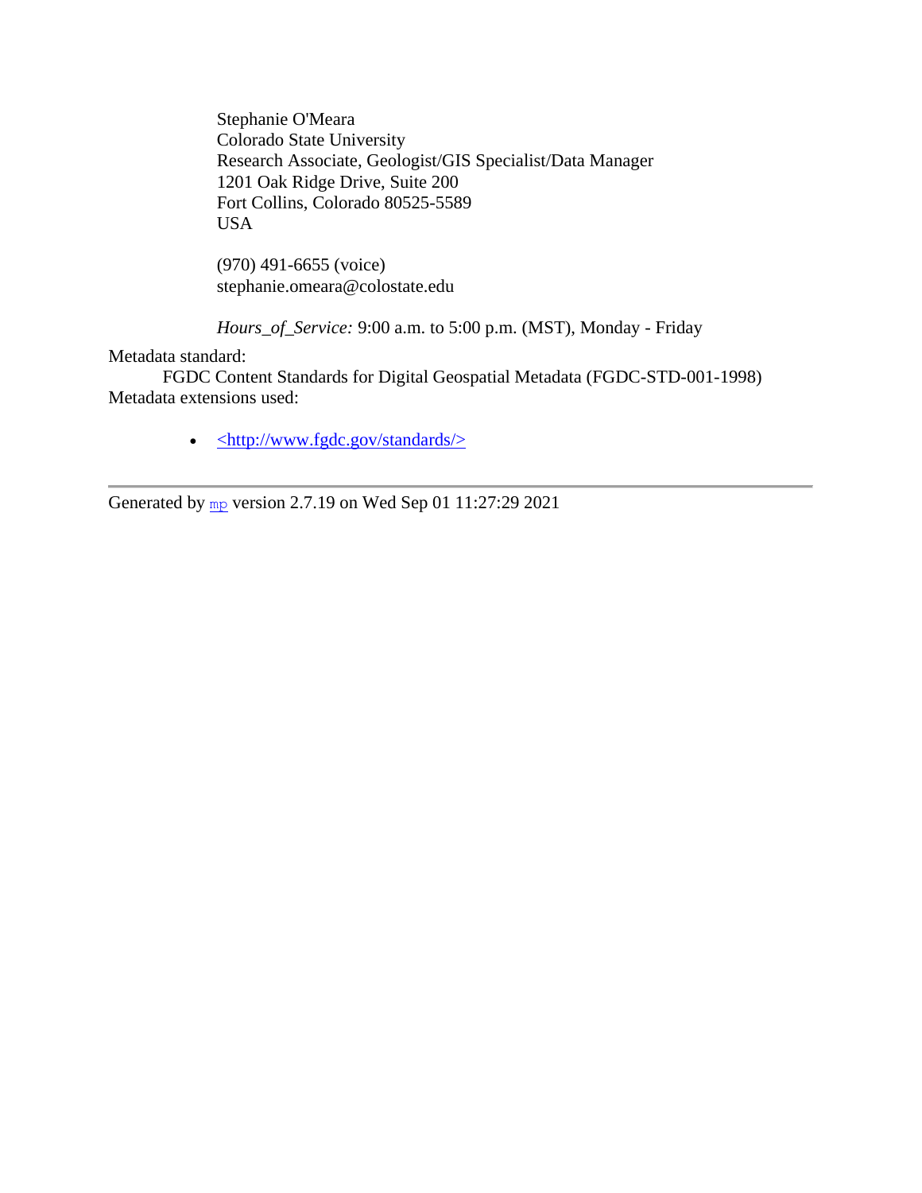Stephanie O'Meara
Colorado State University
Research Associate, Geologist/GIS Specialist/Data Manager
1201 Oak Ridge Drive, Suite 200
Fort Collins, Colorado 80525-5589
USA

(970) 491-6655 (voice)
stephanie.omeara@colostate.edu

*Hours_of_Service:* 9:00 a.m. to 5:00 p.m. (MST), Monday - Friday

Metadata standard:
FGDC Content Standards for Digital Geospatial Metadata (FGDC-STD-001-1998)
Metadata extensions used:

- <http://www.fgdc.gov/standards/>

---

Generated by mp version 2.7.19 on Wed Sep 01 11:27:29 2021